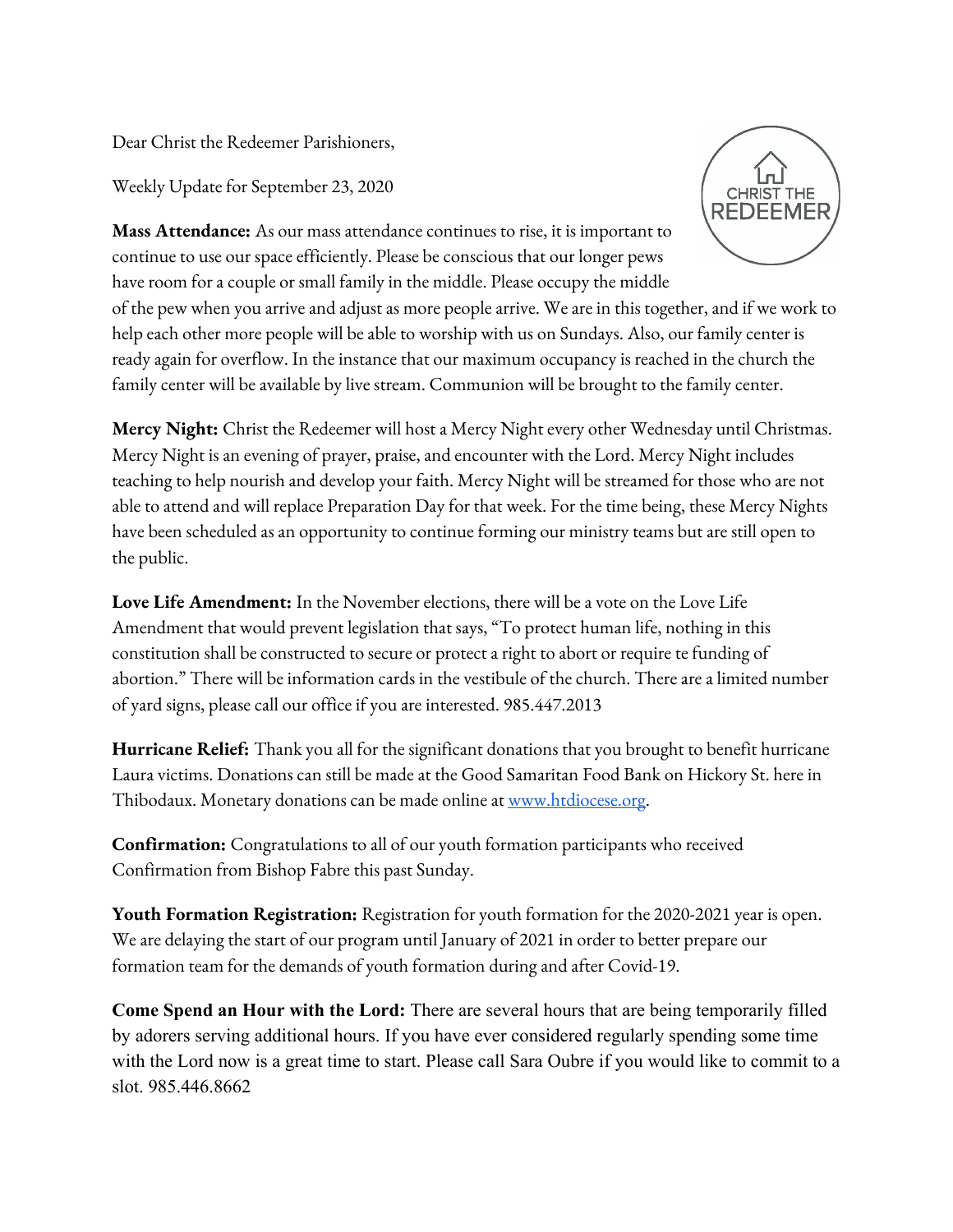Dear Christ the Redeemer Parishioners,

Weekly Update for September 23, 2020

**Mass Attendance:** As our mass attendance continues to rise, it is important to continue to use our space efficiently. Please be conscious that our longer pews have room for a couple or small family in the middle. Please occupy the middle of the pew when you arrive and adjust as more people arrive. We are in this together, and if we work to help each other more people will be able to worship with us on Sundays. Also, our family center is ready again for overflow. In the instance that our maximum occupancy is reached in the church the family center will be available by live stream. Communion will be brought to the family center.

**Mercy Night:** Christ the Redeemer will host a Mercy Night every other Wednesday until Christmas. Mercy Night is an evening of prayer, praise, and encounter with the Lord. Mercy Night includes teaching to help nourish and develop your faith. Mercy Night will be streamed for those who are not able to attend and will replace Preparation Day for that week. For the time being, these Mercy Nights have been scheduled as an opportunity to continue forming our ministry teams but are still open to the public.

**Love Life Amendment:** In the November elections, there will be a vote on the Love Life Amendment that would prevent legislation that says, "To protect human life, nothing in this constitution shall be constructed to secure or protect a right to abort or require te funding of abortion." There will be information cards in the vestibule of the church. There are a limited number of yard signs, please call our office if you are interested. 985.447.2013

**Hurricane Relief:** Thank you all for the significant donations that you brought to benefit hurricane Laura victims. Donations can still be made at the Good Samaritan Food Bank on Hickory St. here in Thibodaux. Monetary donations can be made online at [www.htdiocese.org](http://www.htdiocese.org).

**Confirmation:** Congratulations to all of our youth formation participants who received Confirmation from Bishop Fabre this past Sunday.

**Youth Formation Registration:** Registration for youth formation for the 2020-2021 year is open. We are delaying the start of our program until January of 2021 in order to better prepare our formation team for the demands of youth formation during and after Covid-19.

**Come Spend an Hour with the Lord:** There are several hours that are being temporarily filled by adorers serving additional hours. If you have ever considered regularly spending some time with the Lord now is a great time to start. Please call Sara Oubre if you would like to commit to a slot. 985.446.8662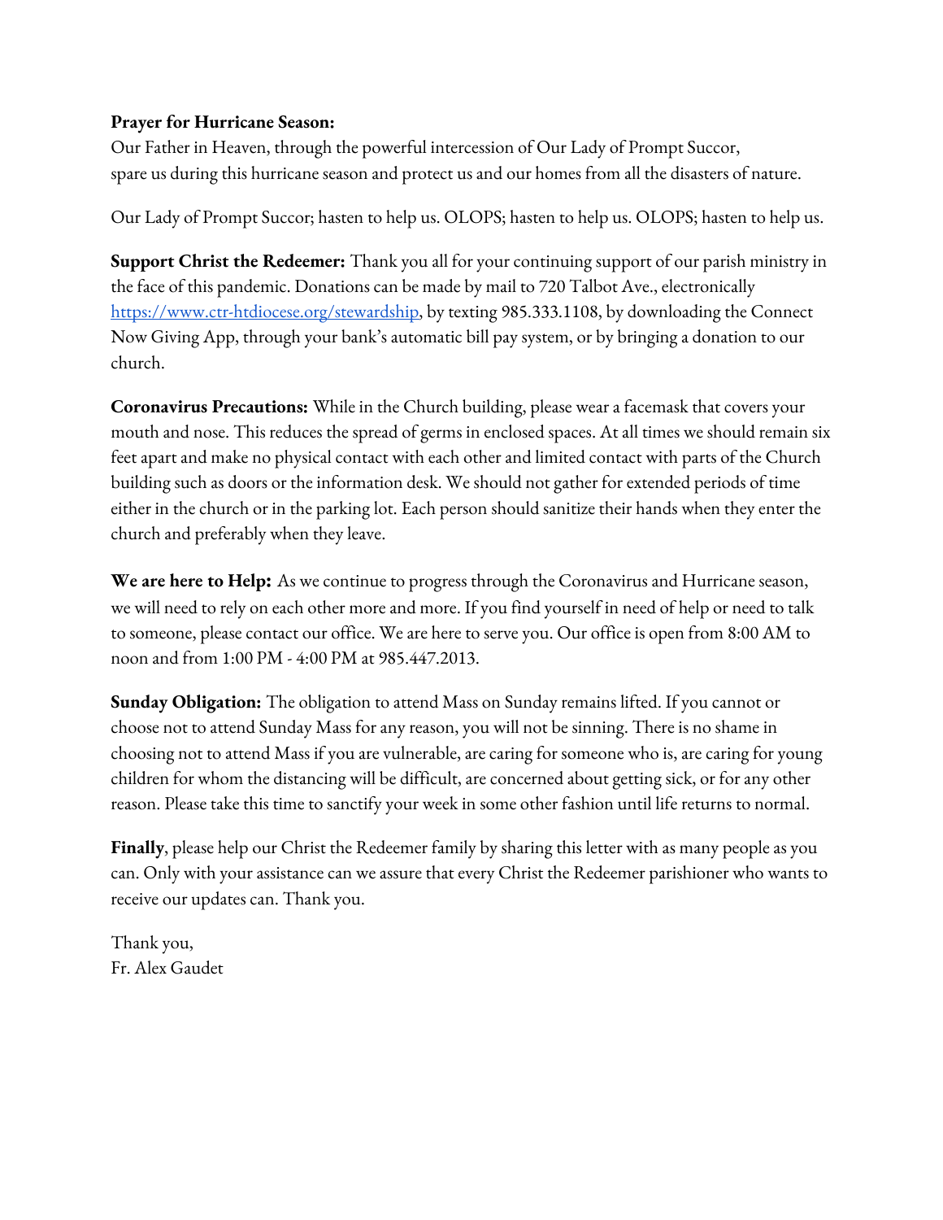**Prayer for Hurricane Season:**
Our Father in Heaven, through the powerful intercession of Our Lady of Prompt Succor, spare us during this hurricane season and protect us and our homes from all the disasters of nature.

Our Lady of Prompt Succor; hasten to help us. OLOPS; hasten to help us. OLOPS; hasten to help us.

**Support Christ the Redeemer:** Thank you all for your continuing support of our parish ministry in the face of this pandemic. Donations can be made by mail to 720 Talbot Ave., electronically [https://www.ctr-htdiocese.org/stewardship](https://www.ctr-htdiocese.org/stewardship), by texting 985.333.1108, by downloading the Connect Now Giving App, through your bank's automatic bill pay system, or by bringing a donation to our church.

**Coronavirus Precautions:** While in the Church building, please wear a facemask that covers your mouth and nose. This reduces the spread of germs in enclosed spaces. At all times we should remain six feet apart and make no physical contact with each other and limited contact with parts of the Church building such as doors or the information desk. We should not gather for extended periods of time either in the church or in the parking lot. Each person should sanitize their hands when they enter the church and preferably when they leave.

**We are here to Help:** As we continue to progress through the Coronavirus and Hurricane season, we will need to rely on each other more and more. If you find yourself in need of help or need to talk to someone, please contact our office. We are here to serve you. Our office is open from 8:00 AM to noon and from 1:00 PM - 4:00 PM at 985.447.2013.

**Sunday Obligation:** The obligation to attend Mass on Sunday remains lifted. If you cannot or choose not to attend Sunday Mass for any reason, you will not be sinning. There is no shame in choosing not to attend Mass if you are vulnerable, are caring for someone who is, are caring for young children for whom the distancing will be difficult, are concerned about getting sick, or for any other reason. Please take this time to sanctify your week in some other fashion until life returns to normal.

**Finally**, please help our Christ the Redeemer family by sharing this letter with as many people as you can. Only with your assistance can we assure that every Christ the Redeemer parishioner who wants to receive our updates can. Thank you.

Thank you,
Fr. Alex Gaudet